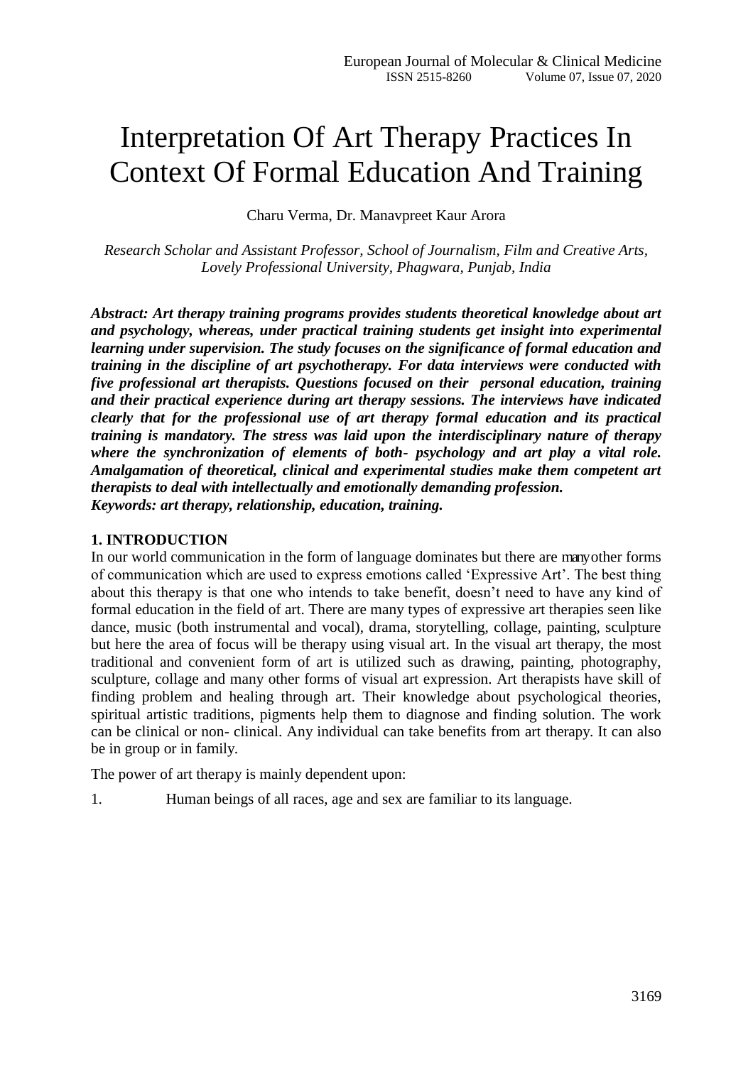# Interpretation Of Art Therapy Practices In Context Of Formal Education And Training

Charu Verma, Dr. Manavpreet Kaur Arora

*Research Scholar and Assistant Professor, School of Journalism, Film and Creative Arts, Lovely Professional University, Phagwara, Punjab, India*

***Abstract: Art therapy training programs provides students theoretical knowledge about art and psychology, whereas, under practical training students get insight into experimental learning under supervision. The study focuses on the significance of formal education and training in the discipline of art psychotherapy. For data interviews were conducted with five professional art therapists. Questions focused on their personal education, training and their practical experience during art therapy sessions. The interviews have indicated clearly that for the professional use of art therapy formal education and its practical training is mandatory. The stress was laid upon the interdisciplinary nature of therapy where the synchronization of elements of both- psychology and art play a vital role. Amalgamation of theoretical, clinical and experimental studies make them competent art therapists to deal with intellectually and emotionally demanding profession.***
***Keywords: art therapy, relationship, education, training.***

## 1. INTRODUCTION

In our world communication in the form of language dominates but there are many other forms of communication which are used to express emotions called 'Expressive Art'. The best thing about this therapy is that one who intends to take benefit, doesn't need to have any kind of formal education in the field of art. There are many types of expressive art therapies seen like dance, music (both instrumental and vocal), drama, storytelling, collage, painting, sculpture but here the area of focus will be therapy using visual art. In the visual art therapy, the most traditional and convenient form of art is utilized such as drawing, painting, photography, sculpture, collage and many other forms of visual art expression. Art therapists have skill of finding problem and healing through art. Their knowledge about psychological theories, spiritual artistic traditions, pigments help them to diagnose and finding solution. The work can be clinical or non- clinical. Any individual can take benefits from art therapy. It can also be in group or in family.

The power of art therapy is mainly dependent upon:

1. Human beings of all races, age and sex are familiar to its language.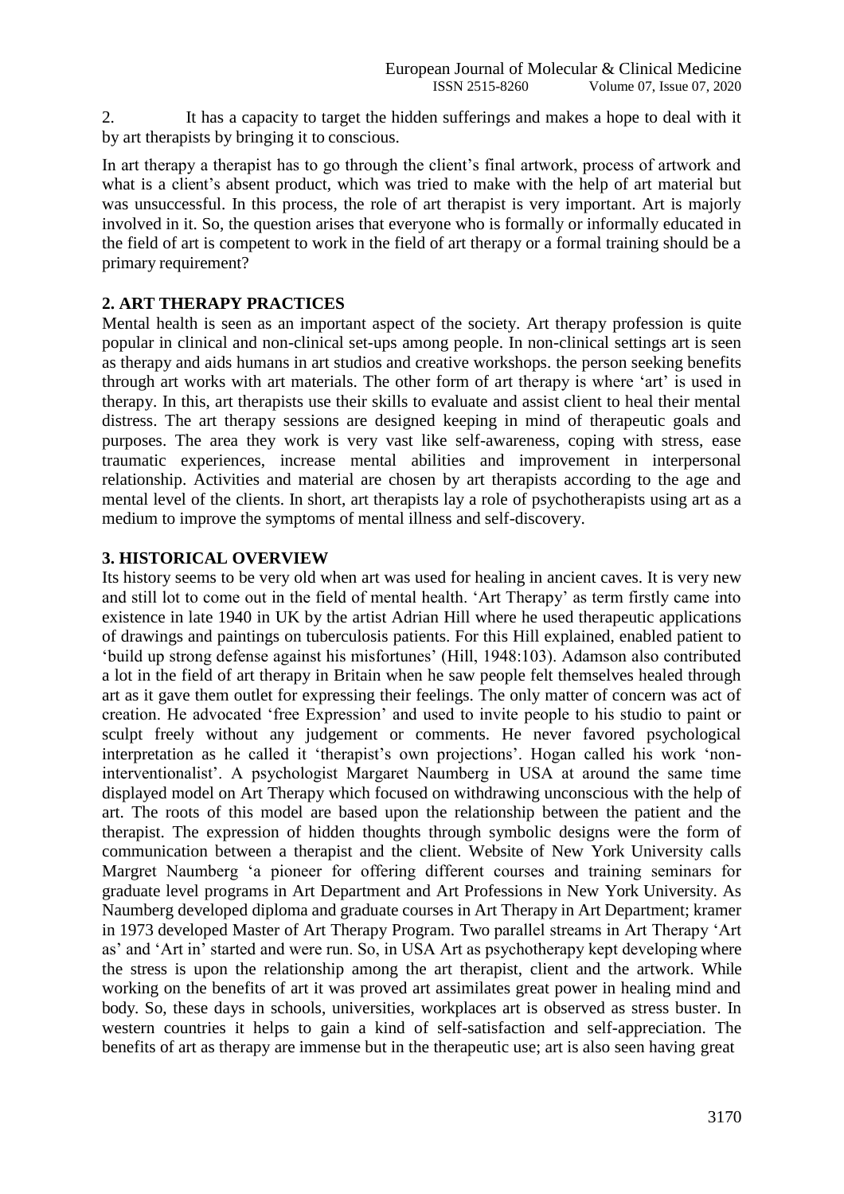2. It has a capacity to target the hidden sufferings and makes a hope to deal with it by art therapists by bringing it to conscious.

In art therapy a therapist has to go through the client's final artwork, process of artwork and what is a client's absent product, which was tried to make with the help of art material but was unsuccessful. In this process, the role of art therapist is very important. Art is majorly involved in it. So, the question arises that everyone who is formally or informally educated in the field of art is competent to work in the field of art therapy or a formal training should be a primary requirement?

## 2. ART THERAPY PRACTICES

Mental health is seen as an important aspect of the society. Art therapy profession is quite popular in clinical and non-clinical set-ups among people. In non-clinical settings art is seen as therapy and aids humans in art studios and creative workshops. the person seeking benefits through art works with art materials. The other form of art therapy is where 'art' is used in therapy. In this, art therapists use their skills to evaluate and assist client to heal their mental distress. The art therapy sessions are designed keeping in mind of therapeutic goals and purposes. The area they work is very vast like self-awareness, coping with stress, ease traumatic experiences, increase mental abilities and improvement in interpersonal relationship. Activities and material are chosen by art therapists according to the age and mental level of the clients. In short, art therapists lay a role of psychotherapists using art as a medium to improve the symptoms of mental illness and self-discovery.

## 3. HISTORICAL OVERVIEW

Its history seems to be very old when art was used for healing in ancient caves. It is very new and still lot to come out in the field of mental health. 'Art Therapy' as term firstly came into existence in late 1940 in UK by the artist Adrian Hill where he used therapeutic applications of drawings and paintings on tuberculosis patients. For this Hill explained, enabled patient to 'build up strong defense against his misfortunes' (Hill, 1948:103). Adamson also contributed a lot in the field of art therapy in Britain when he saw people felt themselves healed through art as it gave them outlet for expressing their feelings. The only matter of concern was act of creation. He advocated 'free Expression' and used to invite people to his studio to paint or sculpt freely without any judgement or comments. He never favored psychological interpretation as he called it 'therapist's own projections'. Hogan called his work 'non-interventionalist'. A psychologist Margaret Naumberg in USA at around the same time displayed model on Art Therapy which focused on withdrawing unconscious with the help of art. The roots of this model are based upon the relationship between the patient and the therapist. The expression of hidden thoughts through symbolic designs were the form of communication between a therapist and the client. Website of New York University calls Margret Naumberg 'a pioneer for offering different courses and training seminars for graduate level programs in Art Department and Art Professions in New York University. As Naumberg developed diploma and graduate courses in Art Therapy in Art Department; kramer in 1973 developed Master of Art Therapy Program. Two parallel streams in Art Therapy 'Art as' and 'Art in' started and were run. So, in USA Art as psychotherapy kept developing where the stress is upon the relationship among the art therapist, client and the artwork. While working on the benefits of art it was proved art assimilates great power in healing mind and body. So, these days in schools, universities, workplaces art is observed as stress buster. In western countries it helps to gain a kind of self-satisfaction and self-appreciation. The benefits of art as therapy are immense but in the therapeutic use; art is also seen having great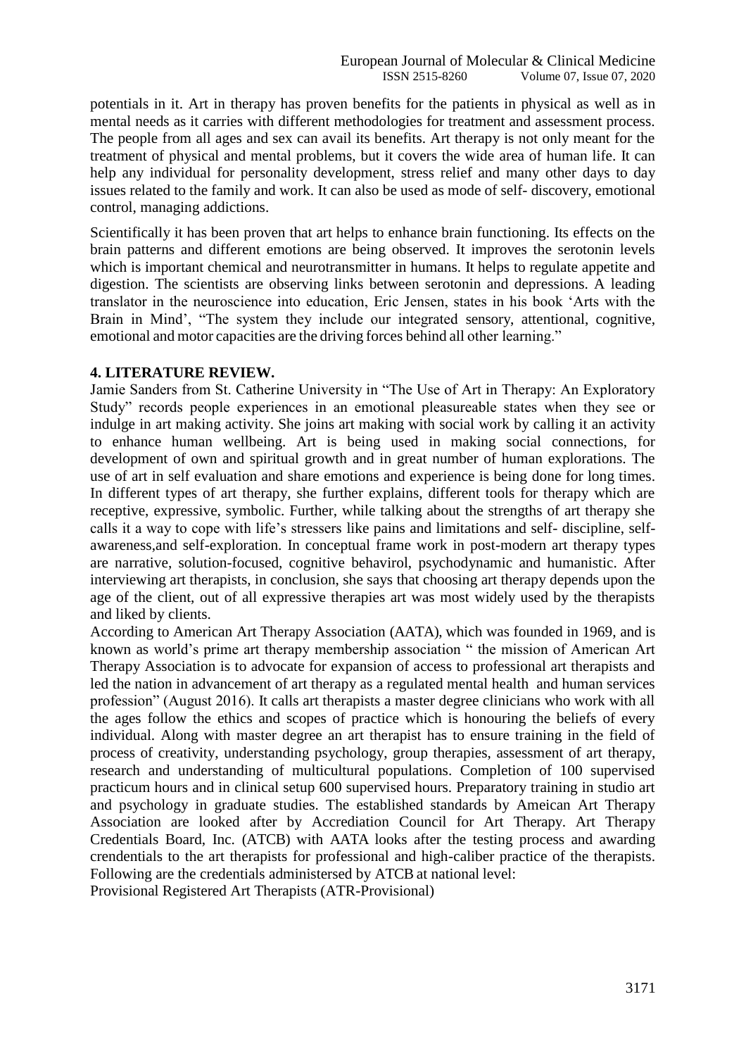potentials in it. Art in therapy has proven benefits for the patients in physical as well as in mental needs as it carries with different methodologies for treatment and assessment process. The people from all ages and sex can avail its benefits. Art therapy is not only meant for the treatment of physical and mental problems, but it covers the wide area of human life. It can help any individual for personality development, stress relief and many other days to day issues related to the family and work. It can also be used as mode of self- discovery, emotional control, managing addictions.

Scientifically it has been proven that art helps to enhance brain functioning. Its effects on the brain patterns and different emotions are being observed. It improves the serotonin levels which is important chemical and neurotransmitter in humans. It helps to regulate appetite and digestion. The scientists are observing links between serotonin and depressions. A leading translator in the neuroscience into education, Eric Jensen, states in his book 'Arts with the Brain in Mind', "The system they include our integrated sensory, attentional, cognitive, emotional and motor capacities are the driving forces behind all other learning."

## 4. LITERATURE REVIEW.

Jamie Sanders from St. Catherine University in "The Use of Art in Therapy: An Exploratory Study" records people experiences in an emotional pleasureable states when they see or indulge in art making activity. She joins art making with social work by calling it an activity to enhance human wellbeing. Art is being used in making social connections, for development of own and spiritual growth and in great number of human explorations. The use of art in self evaluation and share emotions and experience is being done for long times. In different types of art therapy, she further explains, different tools for therapy which are receptive, expressive, symbolic. Further, while talking about the strengths of art therapy she calls it a way to cope with life's stressers like pains and limitations and self- discipline, self-awareness,and self-exploration. In conceptual frame work in post-modern art therapy types are narrative, solution-focused, cognitive behavirol, psychodynamic and humanistic. After interviewing art therapists, in conclusion, she says that choosing art therapy depends upon the age of the client, out of all expressive therapies art was most widely used by the therapists and liked by clients.

According to American Art Therapy Association (AATA), which was founded in 1969, and is known as world's prime art therapy membership association " the mission of American Art Therapy Association is to advocate for expansion of access to professional art therapists and led the nation in advancement of art therapy as a regulated mental health and human services profession" (August 2016). It calls art therapists a master degree clinicians who work with all the ages follow the ethics and scopes of practice which is honouring the beliefs of every individual. Along with master degree an art therapist has to ensure training in the field of process of creativity, understanding psychology, group therapies, assessment of art therapy, research and understanding of multicultural populations. Completion of 100 supervised practicum hours and in clinical setup 600 supervised hours. Preparatory training in studio art and psychology in graduate studies. The established standards by Ameican Art Therapy Association are looked after by Accrediation Council for Art Therapy. Art Therapy Credentials Board, Inc. (ATCB) with AATA looks after the testing process and awarding crendentials to the art therapists for professional and high-caliber practice of the therapists. Following are the credentials administersed by ATCB at national level:

Provisional Registered Art Therapists (ATR-Provisional)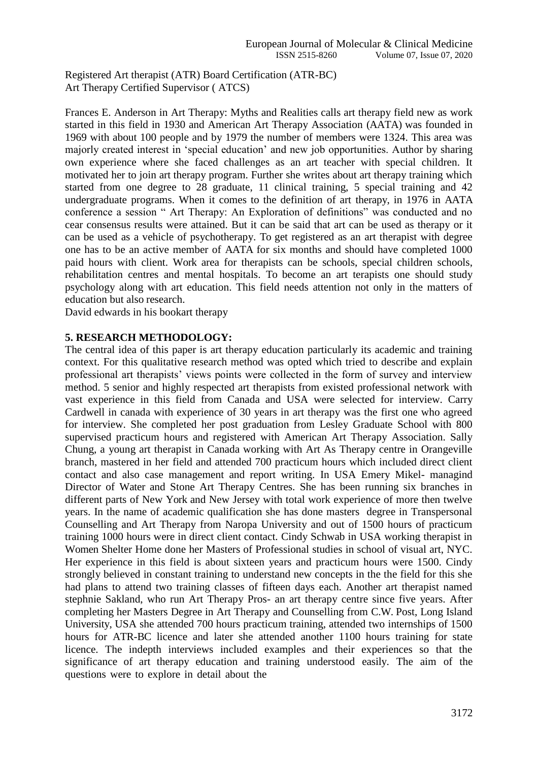Registered Art therapist (ATR) Board Certification (ATR-BC)
Art Therapy Certified Supervisor ( ATCS)

Frances E. Anderson in Art Therapy: Myths and Realities calls art therapy field new as work started in this field in 1930 and American Art Therapy Association (AATA) was founded in 1969 with about 100 people and by 1979 the number of members were 1324. This area was majorly created interest in 'special education' and new job opportunities. Author by sharing own experience where she faced challenges as an art teacher with special children. It motivated her to join art therapy program. Further she writes about art therapy training which started from one degree to 28 graduate, 11 clinical training, 5 special training and 42 undergraduate programs. When it comes to the definition of art therapy, in 1976 in AATA conference a session " Art Therapy: An Exploration of definitions" was conducted and no cear consensus results were attained. But it can be said that art can be used as therapy or it can be used as a vehicle of psychotherapy. To get registered as an art therapist with degree one has to be an active member of AATA for six months and should have completed 1000 paid hours with client. Work area for therapists can be schools, special children schools, rehabilitation centres and mental hospitals. To become an art terapists one should study psychology along with art education. This field needs attention not only in the matters of education but also research.

David edwards in his bookart therapy

**5. RESEARCH METHODOLOGY:**

The central idea of this paper is art therapy education particularly its academic and training context. For this qualitative research method was opted which tried to describe and explain professional art therapists' views points were collected in the form of survey and interview method. 5 senior and highly respected art therapists from existed professional network with vast experience in this field from Canada and USA were selected for interview. Carry Cardwell in canada with experience of 30 years in art therapy was the first one who agreed for interview. She completed her post graduation from Lesley Graduate School with 800 supervised practicum hours and registered with American Art Therapy Association. Sally Chung, a young art therapist in Canada working with Art As Therapy centre in Orangeville branch, mastered in her field and attended 700 practicum hours which included direct client contact and also case management and report writing. In USA Emery Mikel- managind Director of Water and Stone Art Therapy Centres. She has been running six branches in different parts of New York and New Jersey with total work experience of more then twelve years. In the name of academic qualification she has done masters degree in Transpersonal Counselling and Art Therapy from Naropa University and out of 1500 hours of practicum training 1000 hours were in direct client contact. Cindy Schwab in USA working therapist in Women Shelter Home done her Masters of Professional studies in school of visual art, NYC. Her experience in this field is about sixteen years and practicum hours were 1500. Cindy strongly believed in constant training to understand new concepts in the the field for this she had plans to attend two training classes of fifteen days each. Another art therapist named stephnie Sakland, who run Art Therapy Pros- an art therapy centre since five years. After completing her Masters Degree in Art Therapy and Counselling from C.W. Post, Long Island University, USA she attended 700 hours practicum training, attended two internships of 1500 hours for ATR-BC licence and later she attended another 1100 hours training for state licence. The indepth interviews included examples and their experiences so that the significance of art therapy education and training understood easily. The aim of the questions were to explore in detail about the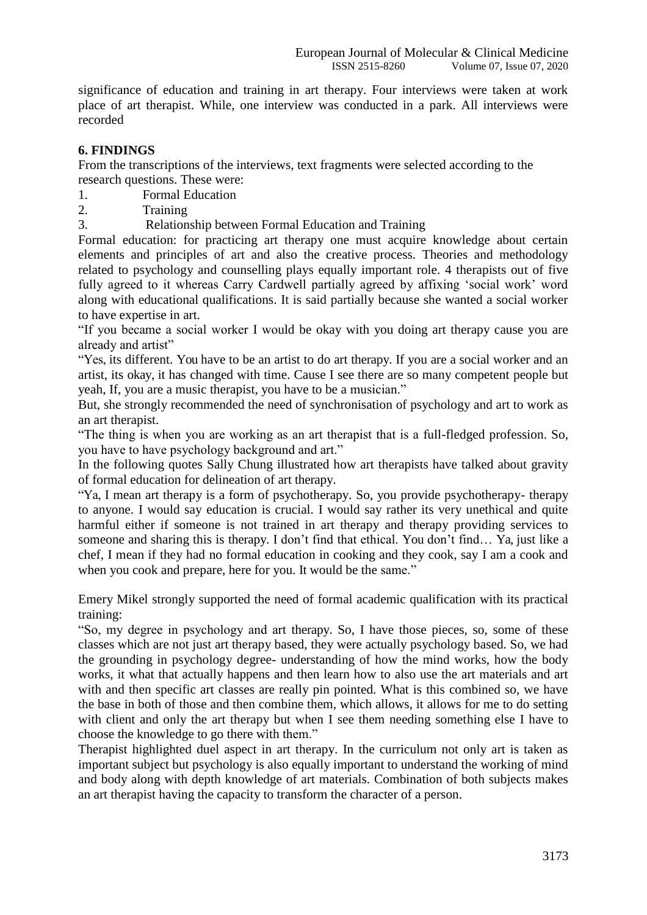significance of education and training in art therapy. Four interviews were taken at work place of art therapist. While, one interview was conducted in a park. All interviews were recorded

## 6. FINDINGS

From the transcriptions of the interviews, text fragments were selected according to the research questions. These were:

1. Formal Education
2. Training
3. Relationship between Formal Education and Training

Formal education: for practicing art therapy one must acquire knowledge about certain elements and principles of art and also the creative process. Theories and methodology related to psychology and counselling plays equally important role. 4 therapists out of five fully agreed to it whereas Carry Cardwell partially agreed by affixing 'social work' word along with educational qualifications. It is said partially because she wanted a social worker to have expertise in art.

"If you became a social worker I would be okay with you doing art therapy cause you are already and artist"

"Yes, its different. You have to be an artist to do art therapy. If you are a social worker and an artist, its okay, it has changed with time. Cause I see there are so many competent people but yeah, If, you are a music therapist, you have to be a musician."

But, she strongly recommended the need of synchronisation of psychology and art to work as an art therapist.

"The thing is when you are working as an art therapist that is a full-fledged profession. So, you have to have psychology background and art."

In the following quotes Sally Chung illustrated how art therapists have talked about gravity of formal education for delineation of art therapy.

"Ya, I mean art therapy is a form of psychotherapy. So, you provide psychotherapy- therapy to anyone. I would say education is crucial. I would say rather its very unethical and quite harmful either if someone is not trained in art therapy and therapy providing services to someone and sharing this is therapy. I don't find that ethical. You don't find… Ya, just like a chef, I mean if they had no formal education in cooking and they cook, say I am a cook and when you cook and prepare, here for you. It would be the same."

Emery Mikel strongly supported the need of formal academic qualification with its practical training:

"So, my degree in psychology and art therapy. So, I have those pieces, so, some of these classes which are not just art therapy based, they were actually psychology based. So, we had the grounding in psychology degree- understanding of how the mind works, how the body works, it what that actually happens and then learn how to also use the art materials and art with and then specific art classes are really pin pointed. What is this combined so, we have the base in both of those and then combine them, which allows, it allows for me to do setting with client and only the art therapy but when I see them needing something else I have to choose the knowledge to go there with them."

Therapist highlighted duel aspect in art therapy. In the curriculum not only art is taken as important subject but psychology is also equally important to understand the working of mind and body along with depth knowledge of art materials. Combination of both subjects makes an art therapist having the capacity to transform the character of a person.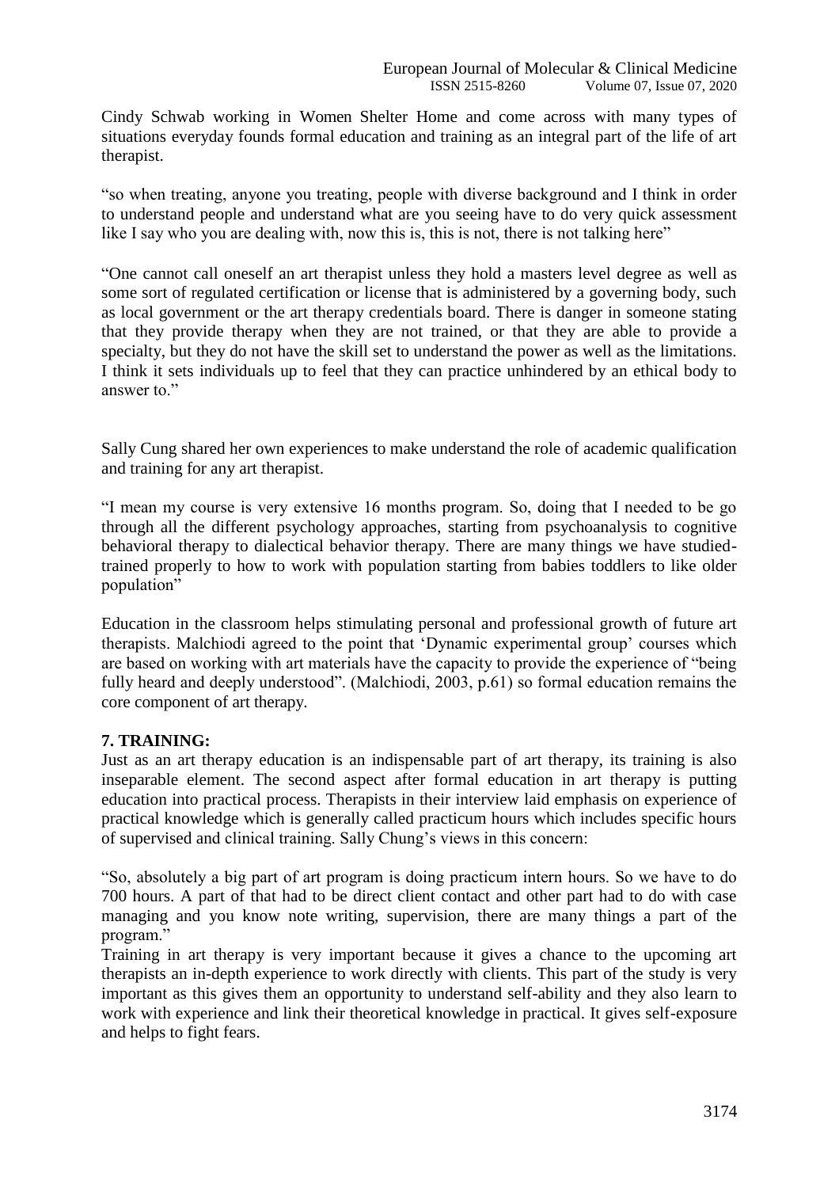Cindy Schwab working in Women Shelter Home and come across with many types of situations everyday founds formal education and training as an integral part of the life of art therapist.

"so when treating, anyone you treating, people with diverse background and I think in order to understand people and understand what are you seeing have to do very quick assessment like I say who you are dealing with, now this is, this is not, there is not talking here"

"One cannot call oneself an art therapist unless they hold a masters level degree as well as some sort of regulated certification or license that is administered by a governing body, such as local government or the art therapy credentials board. There is danger in someone stating that they provide therapy when they are not trained, or that they are able to provide a specialty, but they do not have the skill set to understand the power as well as the limitations. I think it sets individuals up to feel that they can practice unhindered by an ethical body to answer to."

Sally Cung shared her own experiences to make understand the role of academic qualification and training for any art therapist.

"I mean my course is very extensive 16 months program. So, doing that I needed to be go through all the different psychology approaches, starting from psychoanalysis to cognitive behavioral therapy to dialectical behavior therapy. There are many things we have studied-trained properly to how to work with population starting from babies toddlers to like older population"

Education in the classroom helps stimulating personal and professional growth of future art therapists. Malchiodi agreed to the point that 'Dynamic experimental group' courses which are based on working with art materials have the capacity to provide the experience of "being fully heard and deeply understood". (Malchiodi, 2003, p.61) so formal education remains the core component of art therapy.

## 7. TRAINING:

Just as an art therapy education is an indispensable part of art therapy, its training is also inseparable element. The second aspect after formal education in art therapy is putting education into practical process. Therapists in their interview laid emphasis on experience of practical knowledge which is generally called practicum hours which includes specific hours of supervised and clinical training. Sally Chung's views in this concern:

"So, absolutely a big part of art program is doing practicum intern hours. So we have to do 700 hours. A part of that had to be direct client contact and other part had to do with case managing and you know note writing, supervision, there are many things a part of the program."

Training in art therapy is very important because it gives a chance to the upcoming art therapists an in-depth experience to work directly with clients. This part of the study is very important as this gives them an opportunity to understand self-ability and they also learn to work with experience and link their theoretical knowledge in practical. It gives self-exposure and helps to fight fears.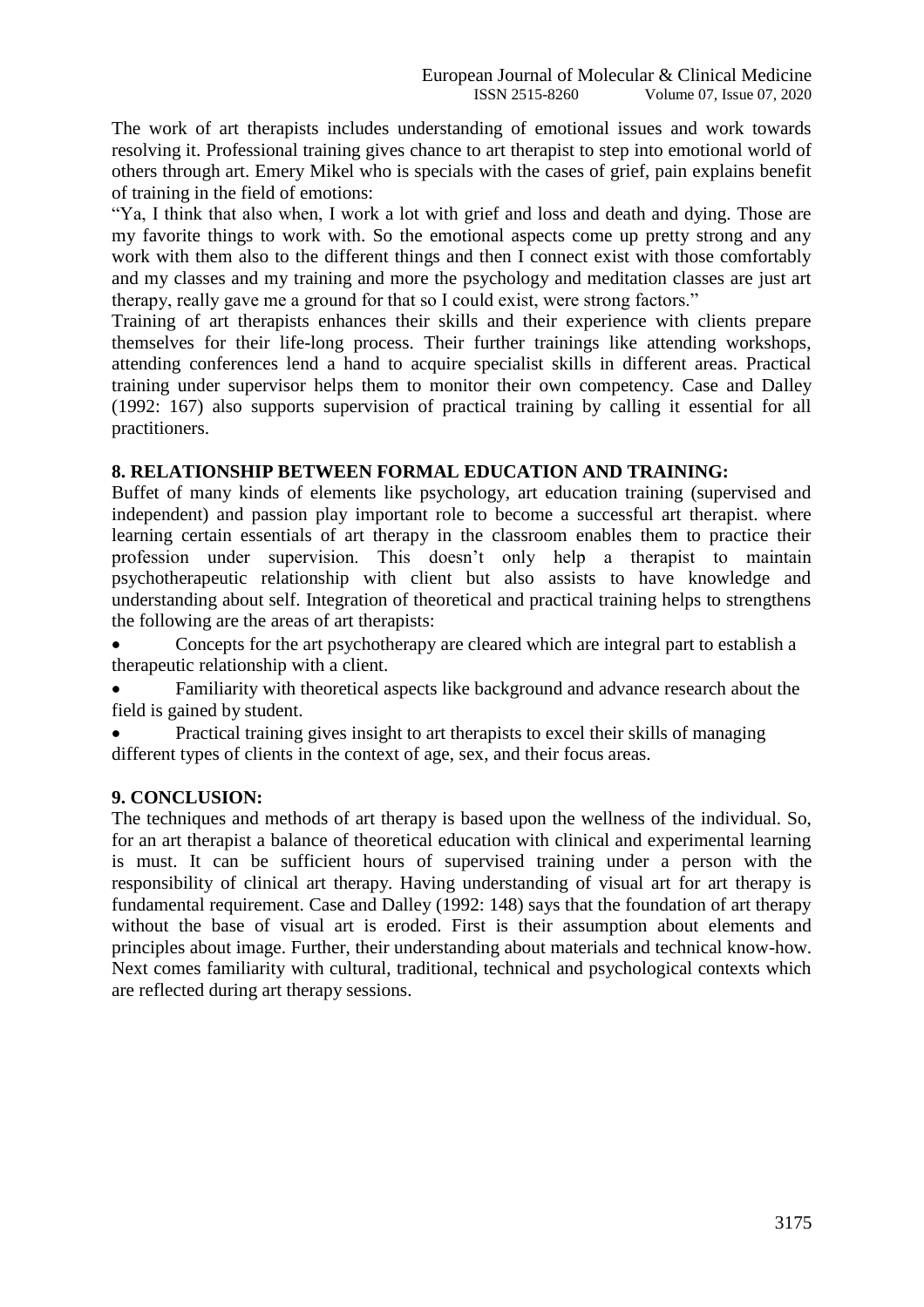The work of art therapists includes understanding of emotional issues and work towards resolving it. Professional training gives chance to art therapist to step into emotional world of others through art. Emery Mikel who is specials with the cases of grief, pain explains benefit of training in the field of emotions:

"Ya, I think that also when, I work a lot with grief and loss and death and dying. Those are my favorite things to work with. So the emotional aspects come up pretty strong and any work with them also to the different things and then I connect exist with those comfortably and my classes and my training and more the psychology and meditation classes are just art therapy, really gave me a ground for that so I could exist, were strong factors."

Training of art therapists enhances their skills and their experience with clients prepare themselves for their life-long process. Their further trainings like attending workshops, attending conferences lend a hand to acquire specialist skills in different areas. Practical training under supervisor helps them to monitor their own competency. Case and Dalley (1992: 167) also supports supervision of practical training by calling it essential for all practitioners.

## 8. RELATIONSHIP BETWEEN FORMAL EDUCATION AND TRAINING:

Buffet of many kinds of elements like psychology, art education training (supervised and independent) and passion play important role to become a successful art therapist. where learning certain essentials of art therapy in the classroom enables them to practice their profession under supervision. This doesn't only help a therapist to maintain psychotherapeutic relationship with client but also assists to have knowledge and understanding about self. Integration of theoretical and practical training helps to strengthens the following are the areas of art therapists:

- Concepts for the art psychotherapy are cleared which are integral part to establish a therapeutic relationship with a client.
- Familiarity with theoretical aspects like background and advance research about the field is gained by student.
- Practical training gives insight to art therapists to excel their skills of managing different types of clients in the context of age, sex, and their focus areas.

## 9. CONCLUSION:

The techniques and methods of art therapy is based upon the wellness of the individual. So, for an art therapist a balance of theoretical education with clinical and experimental learning is must. It can be sufficient hours of supervised training under a person with the responsibility of clinical art therapy. Having understanding of visual art for art therapy is fundamental requirement. Case and Dalley (1992: 148) says that the foundation of art therapy without the base of visual art is eroded. First is their assumption about elements and principles about image. Further, their understanding about materials and technical know-how. Next comes familiarity with cultural, traditional, technical and psychological contexts which are reflected during art therapy sessions.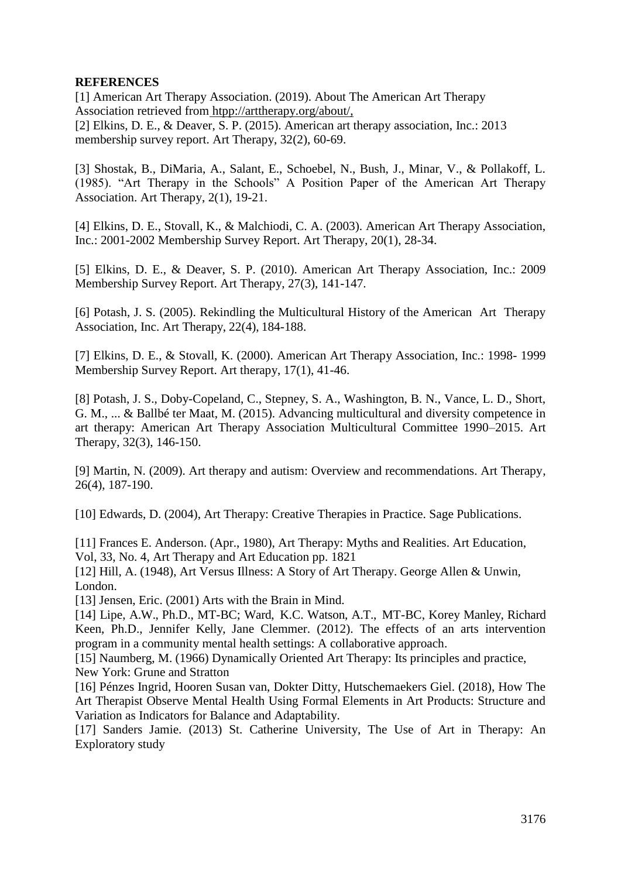**REFERENCES**

[1] American Art Therapy Association. (2019). About The American Art Therapy Association retrieved from htpp://arttherapy.org/about/,

[2] Elkins, D. E., & Deaver, S. P. (2015). American art therapy association, Inc.: 2013 membership survey report. Art Therapy, 32(2), 60-69.

[3] Shostak, B., DiMaria, A., Salant, E., Schoebel, N., Bush, J., Minar, V., & Pollakoff, L. (1985). "Art Therapy in the Schools" A Position Paper of the American Art Therapy Association. Art Therapy, 2(1), 19-21.

[4] Elkins, D. E., Stovall, K., & Malchiodi, C. A. (2003). American Art Therapy Association, Inc.: 2001-2002 Membership Survey Report. Art Therapy, 20(1), 28-34.

[5] Elkins, D. E., & Deaver, S. P. (2010). American Art Therapy Association, Inc.: 2009 Membership Survey Report. Art Therapy, 27(3), 141-147.

[6] Potash, J. S. (2005). Rekindling the Multicultural History of the American Art Therapy Association, Inc. Art Therapy, 22(4), 184-188.

[7] Elkins, D. E., & Stovall, K. (2000). American Art Therapy Association, Inc.: 1998- 1999 Membership Survey Report. Art therapy, 17(1), 41-46.

[8] Potash, J. S., Doby-Copeland, C., Stepney, S. A., Washington, B. N., Vance, L. D., Short, G. M., ... & Ballbé ter Maat, M. (2015). Advancing multicultural and diversity competence in art therapy: American Art Therapy Association Multicultural Committee 1990–2015. Art Therapy, 32(3), 146-150.

[9] Martin, N. (2009). Art therapy and autism: Overview and recommendations. Art Therapy, 26(4), 187-190.

[10] Edwards, D. (2004), Art Therapy: Creative Therapies in Practice. Sage Publications.

[11] Frances E. Anderson. (Apr., 1980), Art Therapy: Myths and Realities. Art Education, Vol, 33, No. 4, Art Therapy and Art Education pp. 1821

[12] Hill, A. (1948), Art Versus Illness: A Story of Art Therapy. George Allen & Unwin, London.

[13] Jensen, Eric. (2001) Arts with the Brain in Mind.

[14] Lipe, A.W., Ph.D., MT-BC; Ward, K.C. Watson, A.T., MT-BC, Korey Manley, Richard Keen, Ph.D., Jennifer Kelly, Jane Clemmer. (2012). The effects of an arts intervention program in a community mental health settings: A collaborative approach.

[15] Naumberg, M. (1966) Dynamically Oriented Art Therapy: Its principles and practice, New York: Grune and Stratton

[16] Pénzes Ingrid, Hooren Susan van, Dokter Ditty, Hutschemaekers Giel. (2018), How The Art Therapist Observe Mental Health Using Formal Elements in Art Products: Structure and Variation as Indicators for Balance and Adaptability.

[17] Sanders Jamie. (2013) St. Catherine University, The Use of Art in Therapy: An Exploratory study